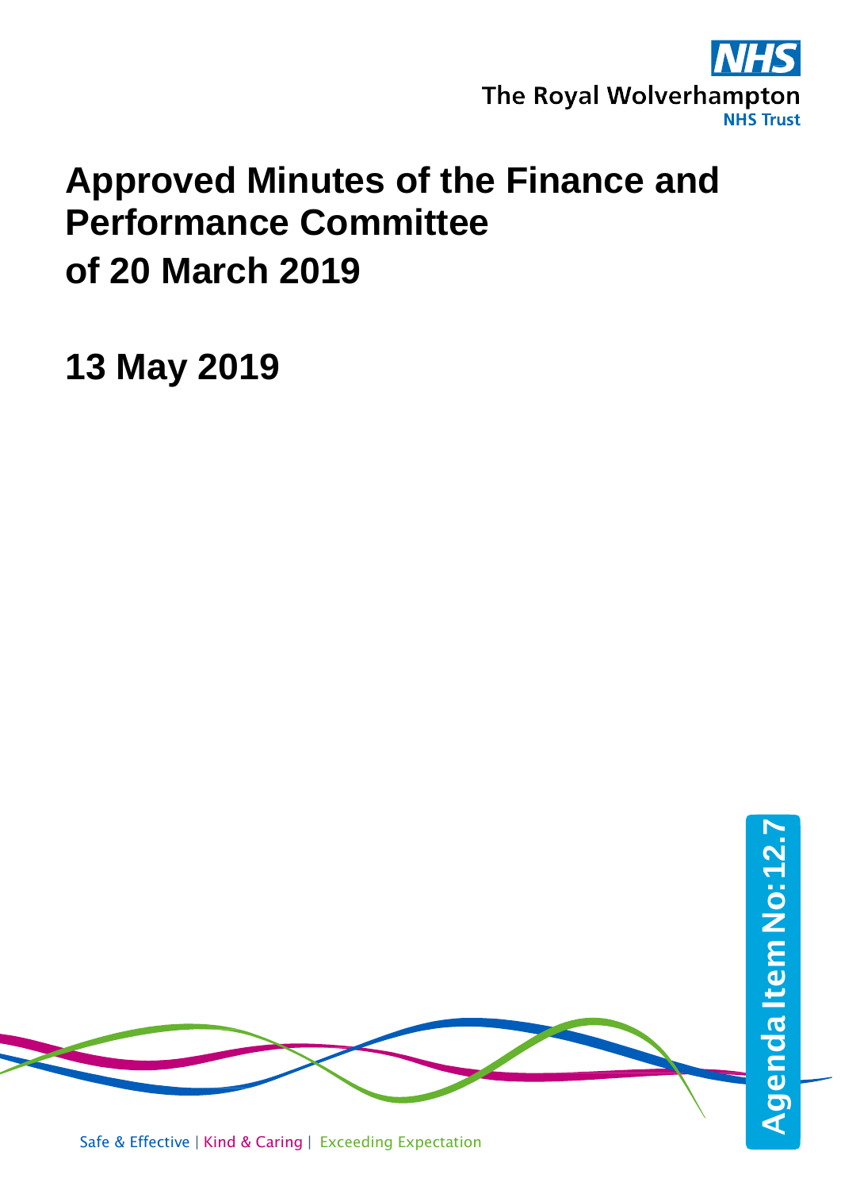The Royal Wolverhampton NHS Trust

# Approved Minutes of the Finance and Performance Committee

# of 20 March 2019

## 13 May 2019

Agenda Item No: 12.7

Safe & Effective | Kind & Caring | Exceeding Expectation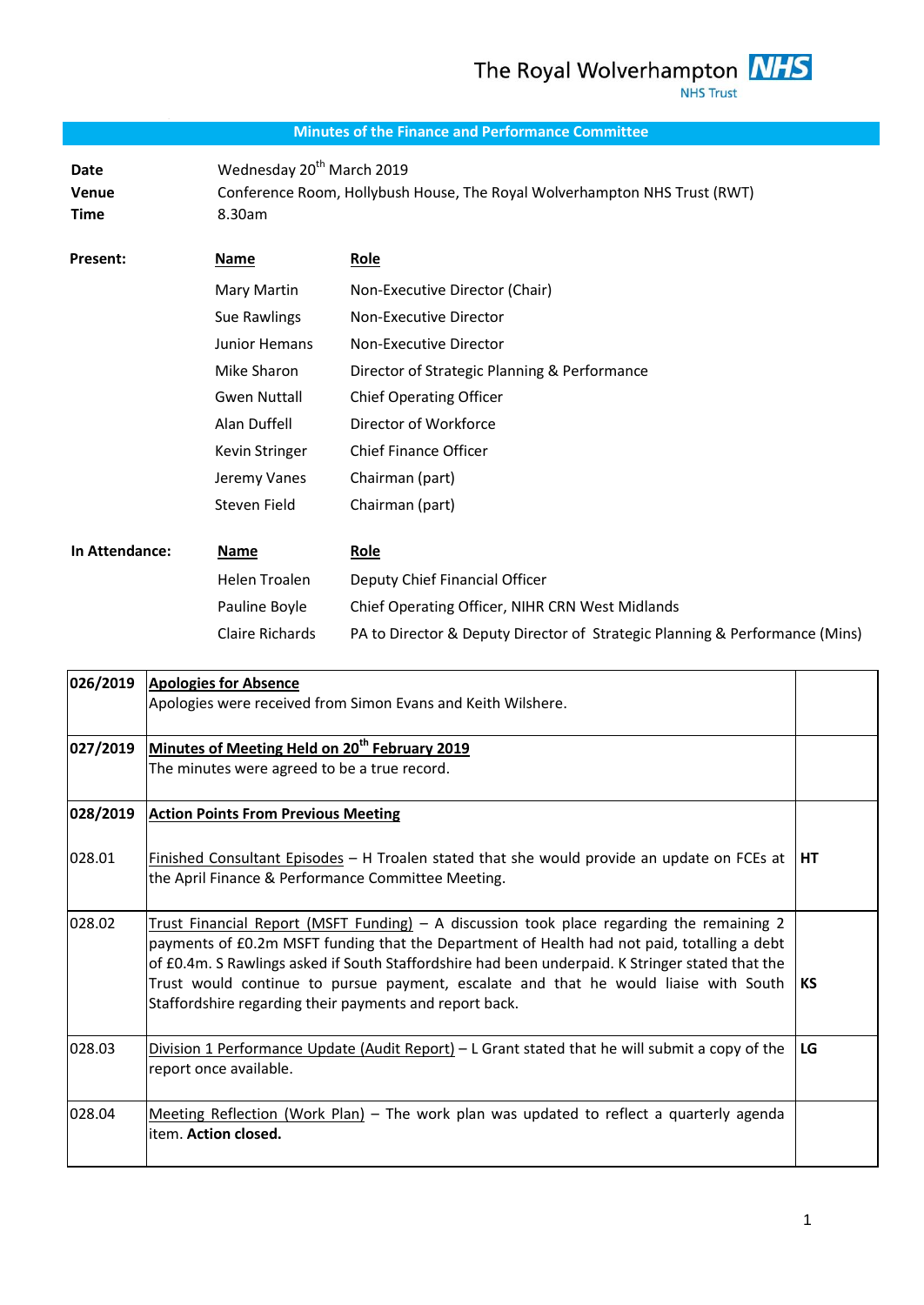The Royal Wolverhampton NHS Trust

## Minutes of the Finance and Performance Committee

| | |
|---|---|
| **Date** | Wednesday 20th March 2019 |
| **Venue** | Conference Room, Hollybush House, The Royal Wolverhampton NHS Trust (RWT) |
| **Time** | 8.30am |

**Present:**

| Name | Role |
|---|---|
| Mary Martin | Non-Executive Director (Chair) |
| Sue Rawlings | Non-Executive Director |
| Junior Hemans | Non-Executive Director |
| Mike Sharon | Director of Strategic Planning & Performance |
| Gwen Nuttall | Chief Operating Officer |
| Alan Duffell | Director of Workforce |
| Kevin Stringer | Chief Finance Officer |
| Jeremy Vanes | Chairman (part) |
| Steven Field | Chairman (part) |

**In Attendance:**

| Name | Role |
|---|---|
| Helen Troalen | Deputy Chief Financial Officer |
| Pauline Boyle | Chief Operating Officer, NIHR CRN West Midlands |
| Claire Richards | PA to Director & Deputy Director of Strategic Planning & Performance (Mins) |

| | | |
|---|---|---|
| **026/2019** | **Apologies for Absence**<br>Apologies were received from Simon Evans and Keith Wilshere. | |
| **027/2019** | **Minutes of Meeting Held on 20th February 2019**<br>The minutes were agreed to be a true record. | |
| **028/2019** | **Action Points From Previous Meeting** | |
| 028.01 | Finished Consultant Episodes – H Troalen stated that she would provide an update on FCEs at the April Finance & Performance Committee Meeting. | **HT** |
| 028.02 | Trust Financial Report (MSFT Funding) – A discussion took place regarding the remaining 2 payments of £0.2m MSFT funding that the Department of Health had not paid, totalling a debt of £0.4m. S Rawlings asked if South Staffordshire had been underpaid. K Stringer stated that the Trust would continue to pursue payment, escalate and that he would liaise with South Staffordshire regarding their payments and report back. | **KS** |
| 028.03 | Division 1 Performance Update (Audit Report) – L Grant stated that he will submit a copy of the report once available. | **LG** |
| 028.04 | Meeting Reflection (Work Plan) – The work plan was updated to reflect a quarterly agenda item. **Action closed.** | |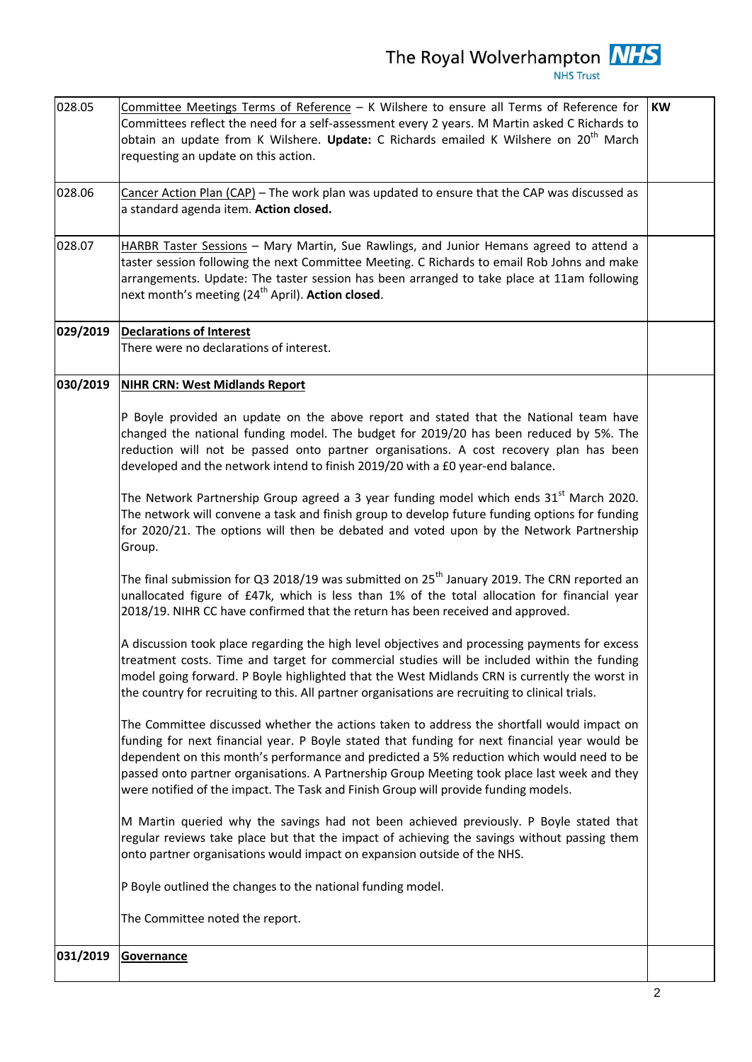| | | |
|---|---|---|
| 028.05 | Committee Meetings Terms of Reference – K Wilshere to ensure all Terms of Reference for Committees reflect the need for a self-assessment every 2 years. M Martin asked C Richards to obtain an update from K Wilshere. **Update:** C Richards emailed K Wilshere on 20th March requesting an update on this action. | **KW** |
| 028.06 | Cancer Action Plan (CAP) – The work plan was updated to ensure that the CAP was discussed as a standard agenda item. **Action closed.** | |
| 028.07 | HARBR Taster Sessions – Mary Martin, Sue Rawlings, and Junior Hemans agreed to attend a taster session following the next Committee Meeting. C Richards to email Rob Johns and make arrangements. Update: The taster session has been arranged to take place at 11am following next month's meeting (24th April). **Action closed**. | |
| **029/2019** | **Declarations of Interest**<br>There were no declarations of interest. | |
| **030/2019** | **NIHR CRN: West Midlands Report**<br><br>P Boyle provided an update on the above report and stated that the National team have changed the national funding model. The budget for 2019/20 has been reduced by 5%. The reduction will not be passed onto partner organisations. A cost recovery plan has been developed and the network intend to finish 2019/20 with a £0 year-end balance.<br><br>The Network Partnership Group agreed a 3 year funding model which ends 31st March 2020. The network will convene a task and finish group to develop future funding options for funding for 2020/21. The options will then be debated and voted upon by the Network Partnership Group.<br><br>The final submission for Q3 2018/19 was submitted on 25th January 2019. The CRN reported an unallocated figure of £47k, which is less than 1% of the total allocation for financial year 2018/19. NIHR CC have confirmed that the return has been received and approved.<br><br>A discussion took place regarding the high level objectives and processing payments for excess treatment costs. Time and target for commercial studies will be included within the funding model going forward. P Boyle highlighted that the West Midlands CRN is currently the worst in the country for recruiting to this. All partner organisations are recruiting to clinical trials.<br><br>The Committee discussed whether the actions taken to address the shortfall would impact on funding for next financial year. P Boyle stated that funding for next financial year would be dependent on this month's performance and predicted a 5% reduction which would need to be passed onto partner organisations. A Partnership Group Meeting took place last week and they were notified of the impact. The Task and Finish Group will provide funding models.<br><br>M Martin queried why the savings had not been achieved previously. P Boyle stated that regular reviews take place but that the impact of achieving the savings without passing them onto partner organisations would impact on expansion outside of the NHS.<br><br>P Boyle outlined the changes to the national funding model.<br><br>The Committee noted the report. | |
| **031/2019** | **Governance** | |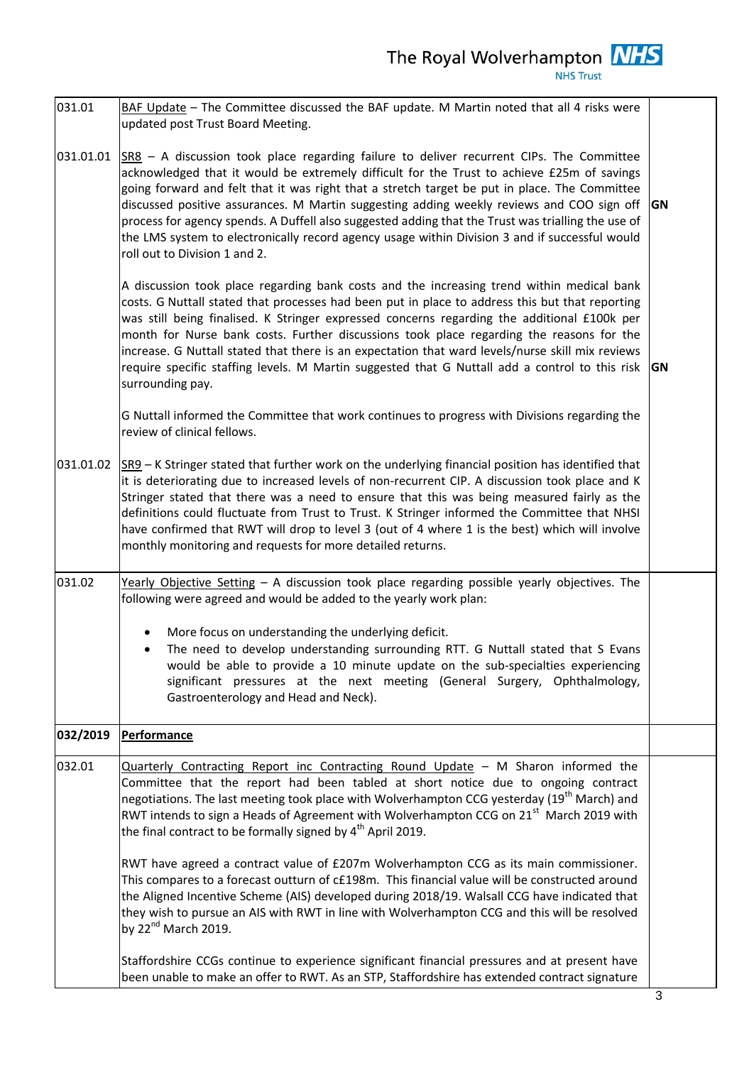| | | |
|---|---|---|
| 031.01 | <u>BAF Update</u> – The Committee discussed the BAF update. M Martin noted that all 4 risks were updated post Trust Board Meeting. | |
| 031.01.01 | <u>SR8</u> – A discussion took place regarding failure to deliver recurrent CIPs. The Committee acknowledged that it would be extremely difficult for the Trust to achieve £25m of savings going forward and felt that it was right that a stretch target be put in place. The Committee discussed positive assurances. M Martin suggesting adding weekly reviews and COO sign off process for agency spends. A Duffell also suggested adding that the Trust was trialling the use of the LMS system to electronically record agency usage within Division 3 and if successful would roll out to Division 1 and 2. | **GN** |
| | A discussion took place regarding bank costs and the increasing trend within medical bank costs. G Nuttall stated that processes had been put in place to address this but that reporting was still being finalised. K Stringer expressed concerns regarding the additional £100k per month for Nurse bank costs. Further discussions took place regarding the reasons for the increase. G Nuttall stated that there is an expectation that ward levels/nurse skill mix reviews require specific staffing levels. M Martin suggested that G Nuttall add a control to this risk surrounding pay. | **GN** |
| | G Nuttall informed the Committee that work continues to progress with Divisions regarding the review of clinical fellows. | |
| 031.01.02 | <u>SR9</u> – K Stringer stated that further work on the underlying financial position has identified that it is deteriorating due to increased levels of non-recurrent CIP. A discussion took place and K Stringer stated that there was a need to ensure that this was being measured fairly as the definitions could fluctuate from Trust to Trust. K Stringer informed the Committee that NHSI have confirmed that RWT will drop to level 3 (out of 4 where 1 is the best) which will involve monthly monitoring and requests for more detailed returns. | |
| 031.02 | <u>Yearly Objective Setting</u> – A discussion took place regarding possible yearly objectives. The following were agreed and would be added to the yearly work plan:<br><br>• More focus on understanding the underlying deficit.<br>• The need to develop understanding surrounding RTT. G Nuttall stated that S Evans would be able to provide a 10 minute update on the sub-specialties experiencing significant pressures at the next meeting (General Surgery, Ophthalmology, Gastroenterology and Head and Neck). | |
| **032/2019** | **<u>Performance</u>** | |
| 032.01 | <u>Quarterly Contracting Report inc Contracting Round Update</u> – M Sharon informed the Committee that the report had been tabled at short notice due to ongoing contract negotiations. The last meeting took place with Wolverhampton CCG yesterday (19th March) and RWT intends to sign a Heads of Agreement with Wolverhampton CCG on 21st March 2019 with the final contract to be formally signed by 4th April 2019. | |
| | RWT have agreed a contract value of £207m Wolverhampton CCG as its main commissioner. This compares to a forecast outturn of c£198m. This financial value will be constructed around the Aligned Incentive Scheme (AIS) developed during 2018/19. Walsall CCG have indicated that they wish to pursue an AIS with RWT in line with Wolverhampton CCG and this will be resolved by 22nd March 2019. | |
| | Staffordshire CCGs continue to experience significant financial pressures and at present have been unable to make an offer to RWT. As an STP, Staffordshire has extended contract signature | |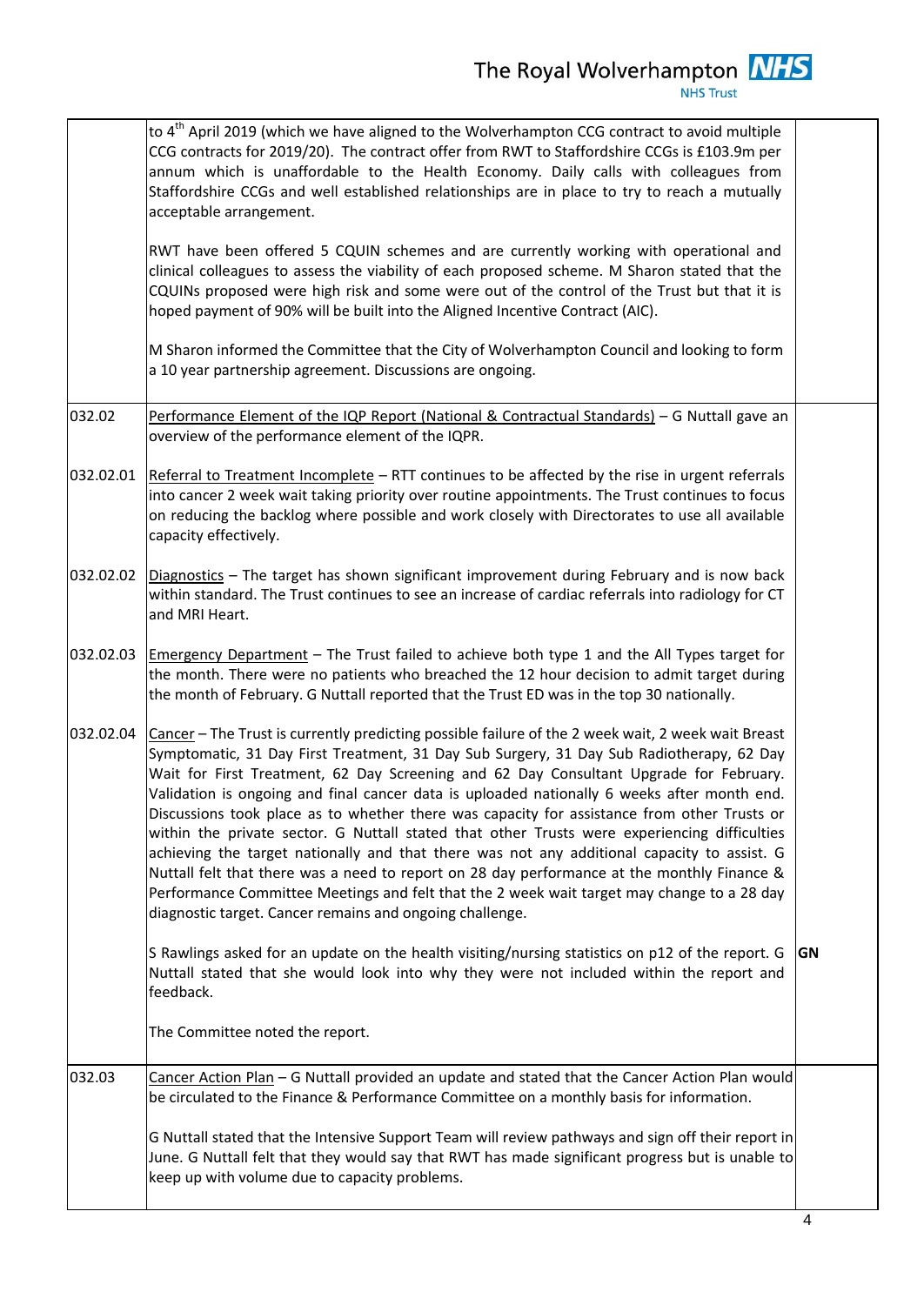| | | |
|---|---|---|
| | to 4th April 2019 (which we have aligned to the Wolverhampton CCG contract to avoid multiple CCG contracts for 2019/20). The contract offer from RWT to Staffordshire CCGs is £103.9m per annum which is unaffordable to the Health Economy. Daily calls with colleagues from Staffordshire CCGs and well established relationships are in place to try to reach a mutually acceptable arrangement.<br><br>RWT have been offered 5 CQUIN schemes and are currently working with operational and clinical colleagues to assess the viability of each proposed scheme. M Sharon stated that the CQUINs proposed were high risk and some were out of the control of the Trust but that it is hoped payment of 90% will be built into the Aligned Incentive Contract (AIC).<br><br>M Sharon informed the Committee that the City of Wolverhampton Council and looking to form a 10 year partnership agreement. Discussions are ongoing. | |
| 032.02 | Performance Element of the IQP Report (National & Contractual Standards) – G Nuttall gave an overview of the performance element of the IQPR. | |
| 032.02.01 | Referral to Treatment Incomplete – RTT continues to be affected by the rise in urgent referrals into cancer 2 week wait taking priority over routine appointments. The Trust continues to focus on reducing the backlog where possible and work closely with Directorates to use all available capacity effectively. | |
| 032.02.02 | Diagnostics – The target has shown significant improvement during February and is now back within standard. The Trust continues to see an increase of cardiac referrals into radiology for CT and MRI Heart. | |
| 032.02.03 | Emergency Department – The Trust failed to achieve both type 1 and the All Types target for the month. There were no patients who breached the 12 hour decision to admit target during the month of February. G Nuttall reported that the Trust ED was in the top 30 nationally. | |
| 032.02.04 | Cancer – The Trust is currently predicting possible failure of the 2 week wait, 2 week wait Breast Symptomatic, 31 Day First Treatment, 31 Day Sub Surgery, 31 Day Sub Radiotherapy, 62 Day Wait for First Treatment, 62 Day Screening and 62 Day Consultant Upgrade for February. Validation is ongoing and final cancer data is uploaded nationally 6 weeks after month end. Discussions took place as to whether there was capacity for assistance from other Trusts or within the private sector. G Nuttall stated that other Trusts were experiencing difficulties achieving the target nationally and that there was not any additional capacity to assist. G Nuttall felt that there was a need to report on 28 day performance at the monthly Finance & Performance Committee Meetings and felt that the 2 week wait target may change to a 28 day diagnostic target. Cancer remains and ongoing challenge.<br><br>S Rawlings asked for an update on the health visiting/nursing statistics on p12 of the report. G Nuttall stated that she would look into why they were not included within the report and feedback.<br><br>The Committee noted the report. | **GN** |
| 032.03 | Cancer Action Plan – G Nuttall provided an update and stated that the Cancer Action Plan would be circulated to the Finance & Performance Committee on a monthly basis for information.<br><br>G Nuttall stated that the Intensive Support Team will review pathways and sign off their report in June. G Nuttall felt that they would say that RWT has made significant progress but is unable to keep up with volume due to capacity problems. | |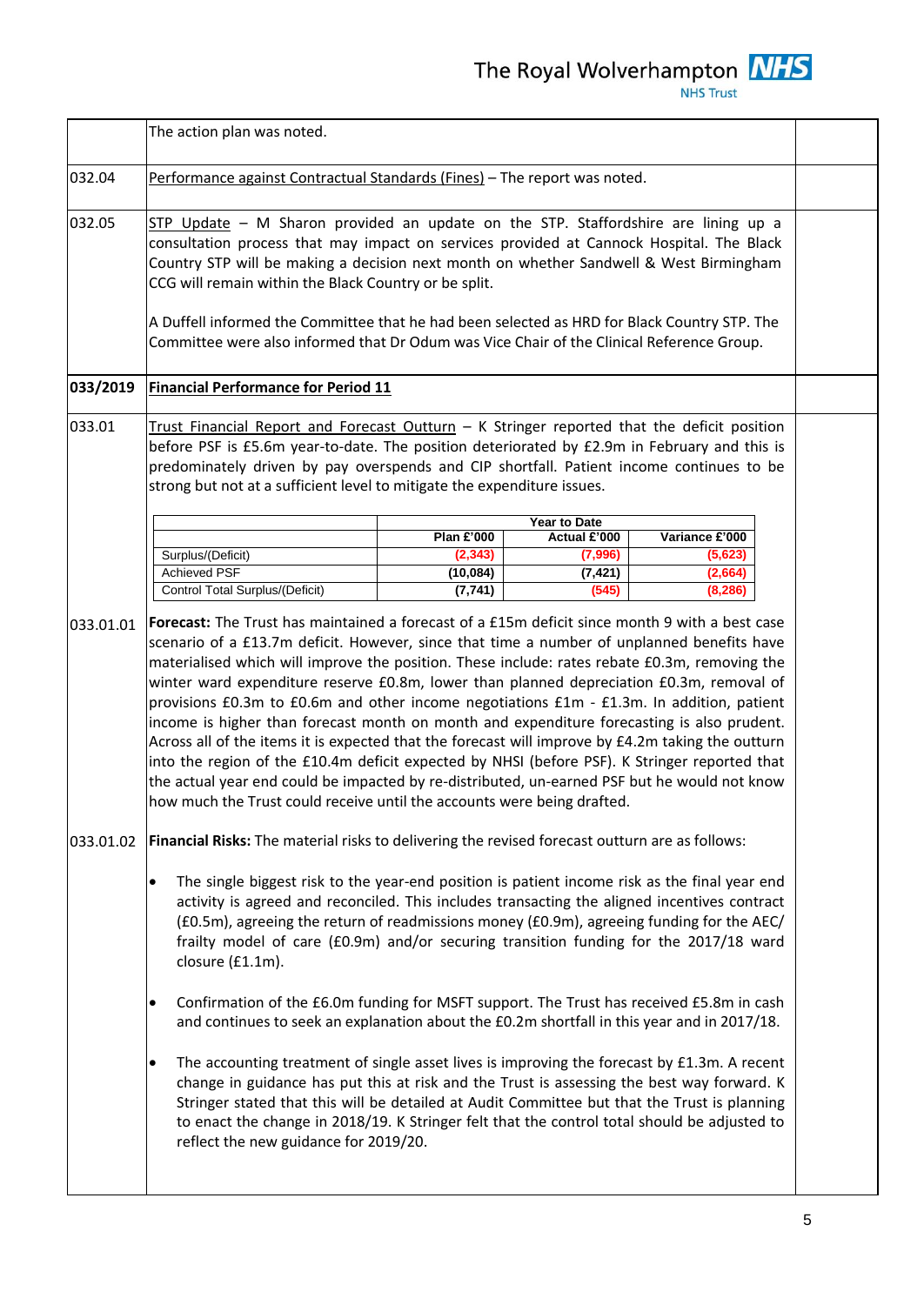| | | |
|---|---|---|
| | The action plan was noted. | |
| 032.04 | Performance against Contractual Standards (Fines) – The report was noted. | |
| 032.05 | STP Update – M Sharon provided an update on the STP. Staffordshire are lining up a consultation process that may impact on services provided at Cannock Hospital. The Black Country STP will be making a decision next month on whether Sandwell & West Birmingham CCG will remain within the Black Country or be split.<br><br>A Duffell informed the Committee that he had been selected as HRD for Black Country STP. The Committee were also informed that Dr Odum was Vice Chair of the Clinical Reference Group. | |
| **033/2019** | **Financial Performance for Period 11** | |

033.01 Trust Financial Report and Forecast Outturn – K Stringer reported that the deficit position before PSF is £5.6m year-to-date. The position deteriorated by £2.9m in February and this is predominately driven by pay overspends and CIP shortfall. Patient income continues to be strong but not at a sufficient level to mitigate the expenditure issues.

| | Year to Date | | |
|---|---|---|---|
| | Plan £'000 | Actual £'000 | Variance £'000 |
| Surplus/(Deficit) | (2,343) | (7,996) | (5,623) |
| Achieved PSF | (10,084) | (7,421) | (2,664) |
| Control Total Surplus/(Deficit) | (7,741) | (545) | (8,286) |

033.01.01 **Forecast:** The Trust has maintained a forecast of a £15m deficit since month 9 with a best case scenario of a £13.7m deficit. However, since that time a number of unplanned benefits have materialised which will improve the position. These include: rates rebate £0.3m, removing the winter ward expenditure reserve £0.8m, lower than planned depreciation £0.3m, removal of provisions £0.3m to £0.6m and other income negotiations £1m - £1.3m. In addition, patient income is higher than forecast month on month and expenditure forecasting is also prudent. Across all of the items it is expected that the forecast will improve by £4.2m taking the outturn into the region of the £10.4m deficit expected by NHSI (before PSF). K Stringer reported that the actual year end could be impacted by re-distributed, un-earned PSF but he would not know how much the Trust could receive until the accounts were being drafted.

033.01.02 **Financial Risks:** The material risks to delivering the revised forecast outturn are as follows:

- The single biggest risk to the year-end position is patient income risk as the final year end activity is agreed and reconciled. This includes transacting the aligned incentives contract (£0.5m), agreeing the return of readmissions money (£0.9m), agreeing funding for the AEC/ frailty model of care (£0.9m) and/or securing transition funding for the 2017/18 ward closure (£1.1m).

- Confirmation of the £6.0m funding for MSFT support. The Trust has received £5.8m in cash and continues to seek an explanation about the £0.2m shortfall in this year and in 2017/18.

- The accounting treatment of single asset lives is improving the forecast by £1.3m. A recent change in guidance has put this at risk and the Trust is assessing the best way forward. K Stringer stated that this will be detailed at Audit Committee but that the Trust is planning to enact the change in 2018/19. K Stringer felt that the control total should be adjusted to reflect the new guidance for 2019/20.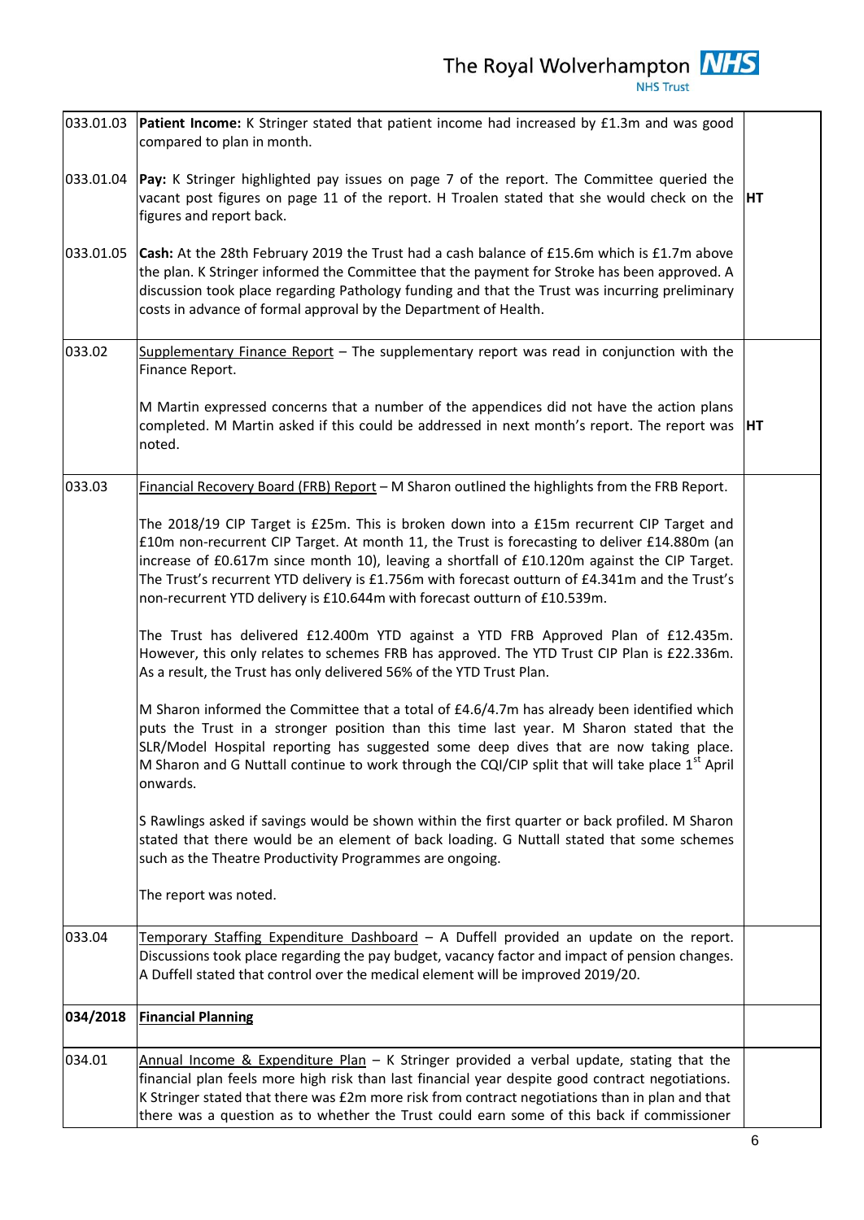| | | |
|---|---|---|
| 033.01.03 | **Patient Income:** K Stringer stated that patient income had increased by £1.3m and was good compared to plan in month. | |
| 033.01.04 | **Pay:** K Stringer highlighted pay issues on page 7 of the report. The Committee queried the vacant post figures on page 11 of the report. H Troalen stated that she would check on the figures and report back. | **HT** |
| 033.01.05 | **Cash:** At the 28th February 2019 the Trust had a cash balance of £15.6m which is £1.7m above the plan. K Stringer informed the Committee that the payment for Stroke has been approved. A discussion took place regarding Pathology funding and that the Trust was incurring preliminary costs in advance of formal approval by the Department of Health. | |
| 033.02 | Supplementary Finance Report – The supplementary report was read in conjunction with the Finance Report.<br><br>M Martin expressed concerns that a number of the appendices did not have the action plans completed. M Martin asked if this could be addressed in next month's report. The report was noted. | **HT** |
| 033.03 | Financial Recovery Board (FRB) Report – M Sharon outlined the highlights from the FRB Report.<br><br>The 2018/19 CIP Target is £25m. This is broken down into a £15m recurrent CIP Target and £10m non-recurrent CIP Target. At month 11, the Trust is forecasting to deliver £14.880m (an increase of £0.617m since month 10), leaving a shortfall of £10.120m against the CIP Target. The Trust's recurrent YTD delivery is £1.756m with forecast outturn of £4.341m and the Trust's non-recurrent YTD delivery is £10.644m with forecast outturn of £10.539m.<br><br>The Trust has delivered £12.400m YTD against a YTD FRB Approved Plan of £12.435m. However, this only relates to schemes FRB has approved. The YTD Trust CIP Plan is £22.336m. As a result, the Trust has only delivered 56% of the YTD Trust Plan.<br><br>M Sharon informed the Committee that a total of £4.6/4.7m has already been identified which puts the Trust in a stronger position than this time last year. M Sharon stated that the SLR/Model Hospital reporting has suggested some deep dives that are now taking place. M Sharon and G Nuttall continue to work through the CQI/CIP split that will take place 1st April onwards.<br><br>S Rawlings asked if savings would be shown within the first quarter or back profiled. M Sharon stated that there would be an element of back loading. G Nuttall stated that some schemes such as the Theatre Productivity Programmes are ongoing.<br><br>The report was noted. | |
| 033.04 | Temporary Staffing Expenditure Dashboard – A Duffell provided an update on the report. Discussions took place regarding the pay budget, vacancy factor and impact of pension changes. A Duffell stated that control over the medical element will be improved 2019/20. | |
| **034/2018** | **Financial Planning** | |
| 034.01 | Annual Income & Expenditure Plan – K Stringer provided a verbal update, stating that the financial plan feels more high risk than last financial year despite good contract negotiations. K Stringer stated that there was £2m more risk from contract negotiations than in plan and that there was a question as to whether the Trust could earn some of this back if commissioner | |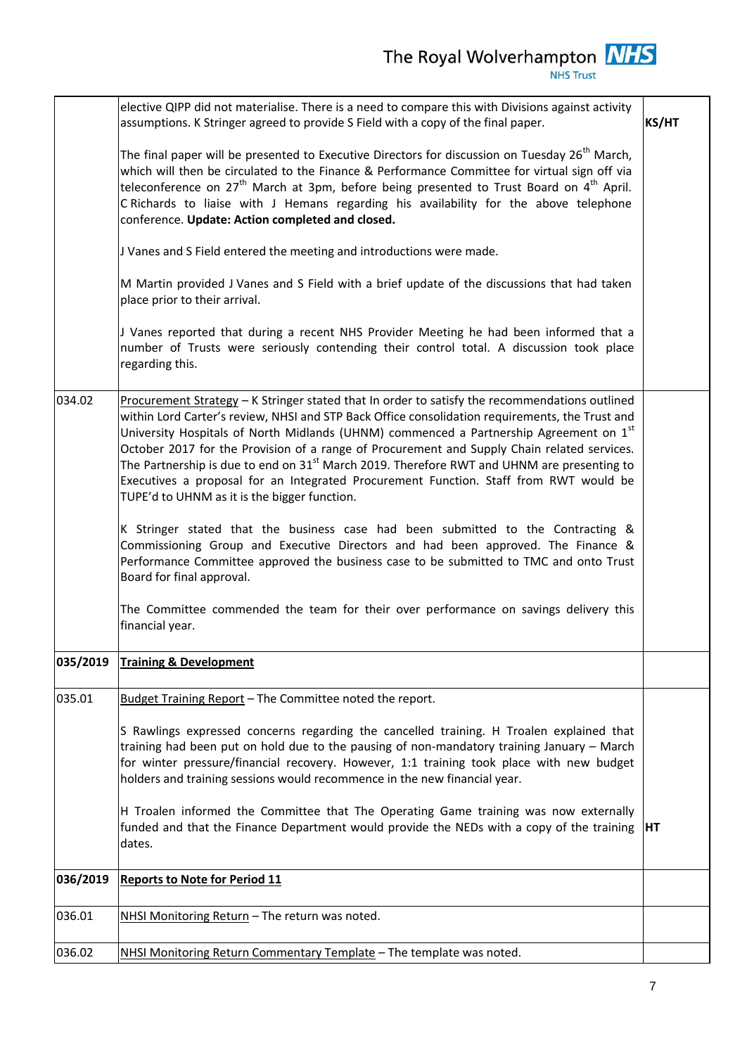| | | |
|---|---|---|
| | elective QIPP did not materialise. There is a need to compare this with Divisions against activity assumptions. K Stringer agreed to provide S Field with a copy of the final paper.<br><br>The final paper will be presented to Executive Directors for discussion on Tuesday 26th March, which will then be circulated to the Finance & Performance Committee for virtual sign off via teleconference on 27th March at 3pm, before being presented to Trust Board on 4th April. C Richards to liaise with J Hemans regarding his availability for the above telephone conference. **Update: Action completed and closed.**<br><br>J Vanes and S Field entered the meeting and introductions were made.<br><br>M Martin provided J Vanes and S Field with a brief update of the discussions that had taken place prior to their arrival.<br><br>J Vanes reported that during a recent NHS Provider Meeting he had been informed that a number of Trusts were seriously contending their control total. A discussion took place regarding this. | **KS/HT** |
| 034.02 | Procurement Strategy – K Stringer stated that In order to satisfy the recommendations outlined within Lord Carter's review, NHSI and STP Back Office consolidation requirements, the Trust and University Hospitals of North Midlands (UHNM) commenced a Partnership Agreement on 1st October 2017 for the Provision of a range of Procurement and Supply Chain related services. The Partnership is due to end on 31st March 2019. Therefore RWT and UHNM are presenting to Executives a proposal for an Integrated Procurement Function. Staff from RWT would be TUPE'd to UHNM as it is the bigger function.<br><br>K Stringer stated that the business case had been submitted to the Contracting & Commissioning Group and Executive Directors and had been approved. The Finance & Performance Committee approved the business case to be submitted to TMC and onto Trust Board for final approval.<br><br>The Committee commended the team for their over performance on savings delivery this financial year. | |
| **035/2019** | **Training & Development** | |
| 035.01 | Budget Training Report – The Committee noted the report.<br><br>S Rawlings expressed concerns regarding the cancelled training. H Troalen explained that training had been put on hold due to the pausing of non-mandatory training January – March for winter pressure/financial recovery. However, 1:1 training took place with new budget holders and training sessions would recommence in the new financial year.<br><br>H Troalen informed the Committee that The Operating Game training was now externally funded and that the Finance Department would provide the NEDs with a copy of the training dates. | **HT** |
| **036/2019** | **Reports to Note for Period 11** | |
| 036.01 | NHSI Monitoring Return – The return was noted. | |
| 036.02 | NHSI Monitoring Return Commentary Template – The template was noted. | |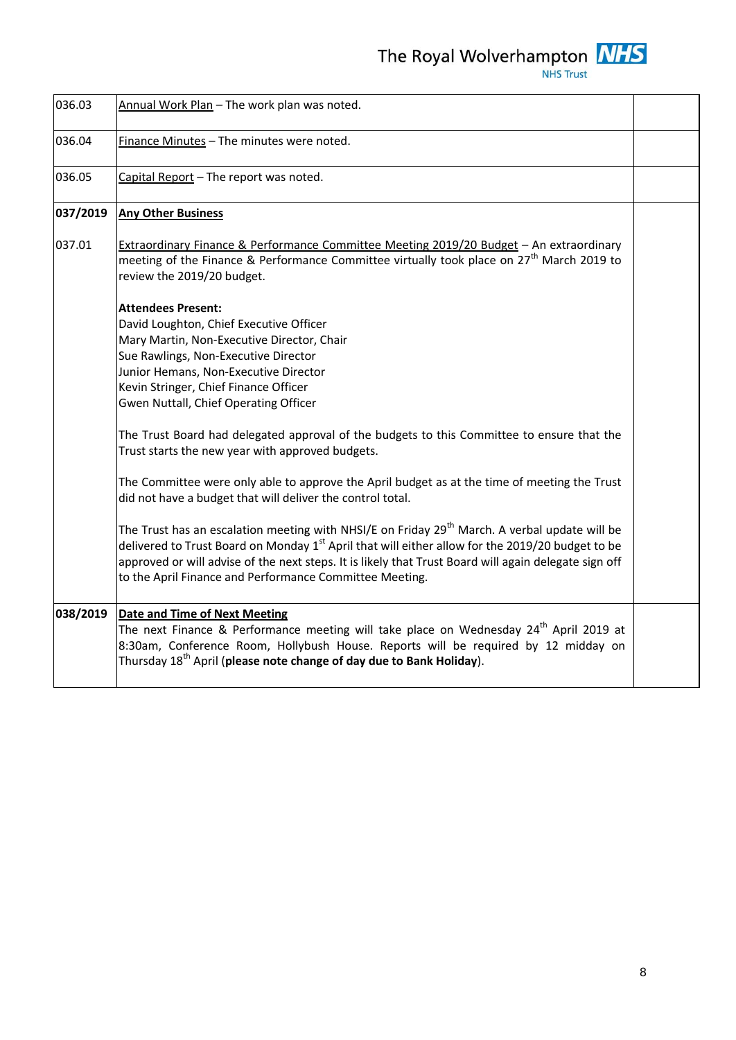| | | |
|---|---|---|
| 036.03 | Annual Work Plan – The work plan was noted. | |
| 036.04 | Finance Minutes – The minutes were noted. | |
| 036.05 | Capital Report – The report was noted. | |
| **037/2019**<br><br>037.01 | **Any Other Business**<br><br>Extraordinary Finance & Performance Committee Meeting 2019/20 Budget – An extraordinary meeting of the Finance & Performance Committee virtually took place on 27th March 2019 to review the 2019/20 budget.<br><br>**Attendees Present:**<br>David Loughton, Chief Executive Officer<br>Mary Martin, Non-Executive Director, Chair<br>Sue Rawlings, Non-Executive Director<br>Junior Hemans, Non-Executive Director<br>Kevin Stringer, Chief Finance Officer<br>Gwen Nuttall, Chief Operating Officer<br><br>The Trust Board had delegated approval of the budgets to this Committee to ensure that the Trust starts the new year with approved budgets.<br><br>The Committee were only able to approve the April budget as at the time of meeting the Trust did not have a budget that will deliver the control total.<br><br>The Trust has an escalation meeting with NHSI/E on Friday 29th March. A verbal update will be delivered to Trust Board on Monday 1st April that will either allow for the 2019/20 budget to be approved or will advise of the next steps. It is likely that Trust Board will again delegate sign off to the April Finance and Performance Committee Meeting. | |
| **038/2019** | **Date and Time of Next Meeting**<br>The next Finance & Performance meeting will take place on Wednesday 24th April 2019 at 8:30am, Conference Room, Hollybush House. Reports will be required by 12 midday on Thursday 18th April (**please note change of day due to Bank Holiday**). | |